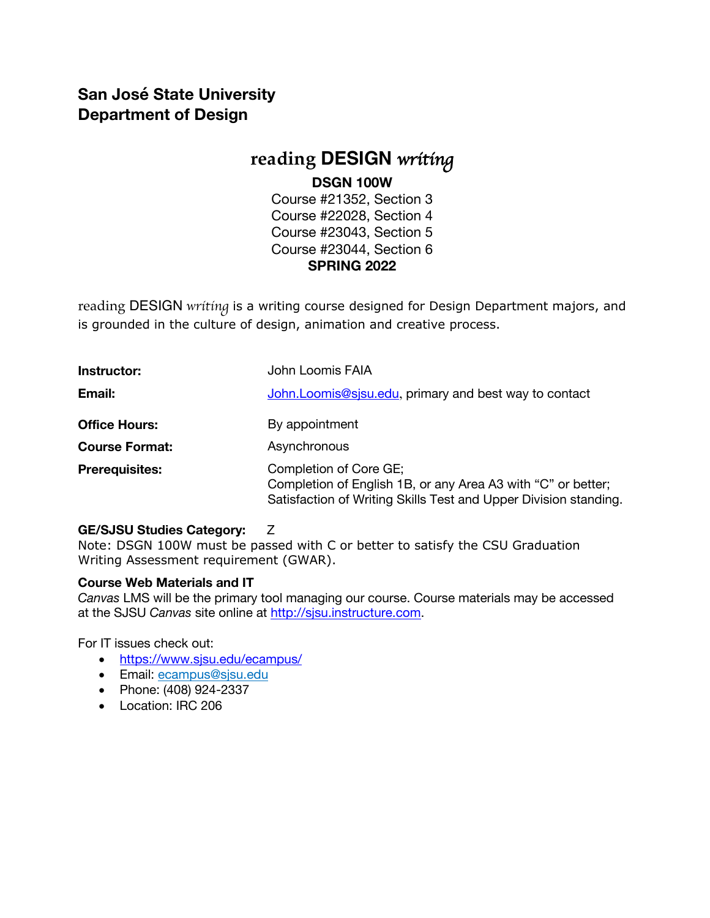**San José State University**
**Department of Design**

# reading **DESIGN** *writing*

**DSGN 100W**
Course #21352, Section 3
Course #22028, Section 4
Course #23043, Section 5
Course #23044, Section 6
**SPRING 2022**

reading DESIGN *writing* is a writing course designed for Design Department majors, and is grounded in the culture of design, animation and creative process.

| | |
|---|---|
| **Instructor:** | John Loomis FAIA |
| **Email:** | John.Loomis@sjsu.edu, primary and best way to contact |
| **Office Hours:** | By appointment |
| **Course Format:** | Asynchronous |
| **Prerequisites:** | Completion of Core GE;<br>Completion of English 1B, or any Area A3 with "C" or better;<br>Satisfaction of Writing Skills Test and Upper Division standing. |

**GE/SJSU Studies Category:** Z
Note: DSGN 100W must be passed with C or better to satisfy the CSU Graduation Writing Assessment requirement (GWAR).

**Course Web Materials and IT**
*Canvas* LMS will be the primary tool managing our course. Course materials may be accessed at the SJSU *Canvas* site online at http://sjsu.instructure.com.

For IT issues check out:

- https://www.sjsu.edu/ecampus/
- Email: ecampus@sjsu.edu
- Phone: (408) 924-2337
- Location: IRC 206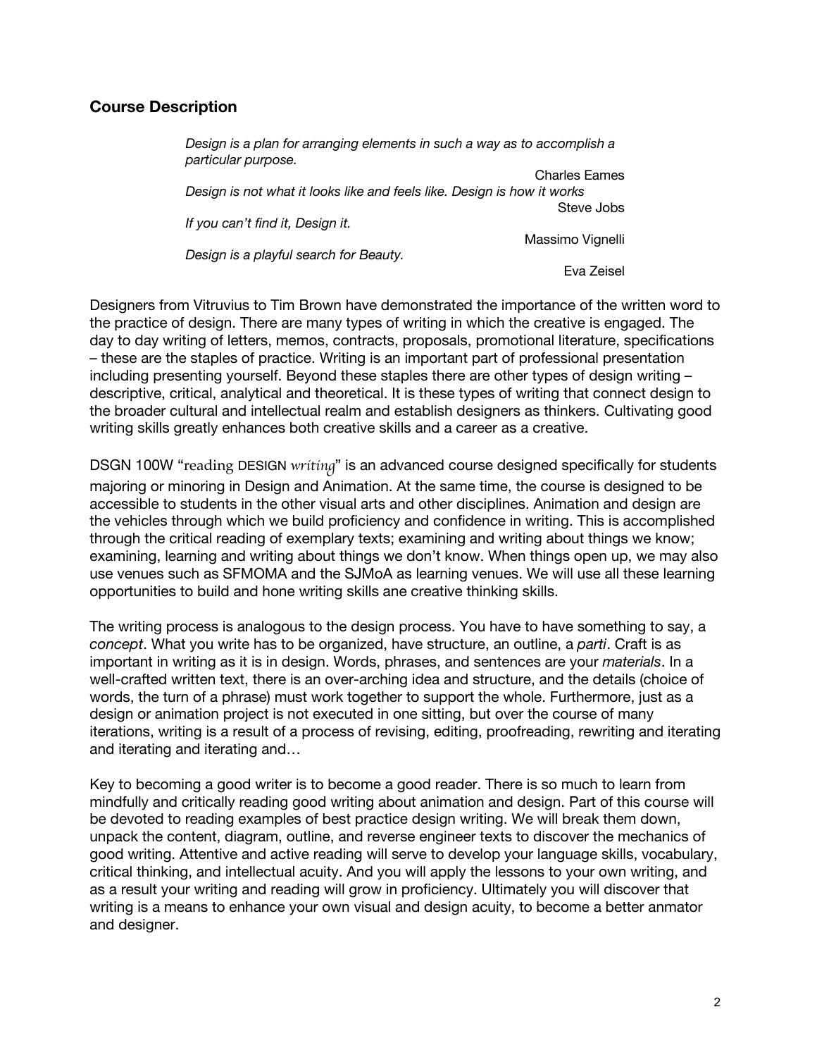## Course Description

> *Design is a plan for arranging elements in such a way as to accomplish a particular purpose.*
>
> Charles Eames
>
> *Design is not what it looks like and feels like. Design is how it works*
>
> Steve Jobs
>
> *If you can't find it, Design it.*
>
> Massimo Vignelli
>
> *Design is a playful search for Beauty.*
>
> Eva Zeisel

Designers from Vitruvius to Tim Brown have demonstrated the importance of the written word to the practice of design. There are many types of writing in which the creative is engaged. The day to day writing of letters, memos, contracts, proposals, promotional literature, specifications – these are the staples of practice. Writing is an important part of professional presentation including presenting yourself. Beyond these staples there are other types of design writing – descriptive, critical, analytical and theoretical. It is these types of writing that connect design to the broader cultural and intellectual realm and establish designers as thinkers. Cultivating good writing skills greatly enhances both creative skills and a career as a creative.

DSGN 100W "reading DESIGN *writing*" is an advanced course designed specifically for students majoring or minoring in Design and Animation. At the same time, the course is designed to be accessible to students in the other visual arts and other disciplines. Animation and design are the vehicles through which we build proficiency and confidence in writing. This is accomplished through the critical reading of exemplary texts; examining and writing about things we know; examining, learning and writing about things we don't know. When things open up, we may also use venues such as SFMOMA and the SJMoA as learning venues. We will use all these learning opportunities to build and hone writing skills ane creative thinking skills.

The writing process is analogous to the design process. You have to have something to say, a *concept*. What you write has to be organized, have structure, an outline, a *parti*. Craft is as important in writing as it is in design. Words, phrases, and sentences are your *materials*. In a well-crafted written text, there is an over-arching idea and structure, and the details (choice of words, the turn of a phrase) must work together to support the whole. Furthermore, just as a design or animation project is not executed in one sitting, but over the course of many iterations, writing is a result of a process of revising, editing, proofreading, rewriting and iterating and iterating and iterating and…

Key to becoming a good writer is to become a good reader. There is so much to learn from mindfully and critically reading good writing about animation and design. Part of this course will be devoted to reading examples of best practice design writing. We will break them down, unpack the content, diagram, outline, and reverse engineer texts to discover the mechanics of good writing. Attentive and active reading will serve to develop your language skills, vocabulary, critical thinking, and intellectual acuity. And you will apply the lessons to your own writing, and as a result your writing and reading will grow in proficiency. Ultimately you will discover that writing is a means to enhance your own visual and design acuity, to become a better anmator and designer.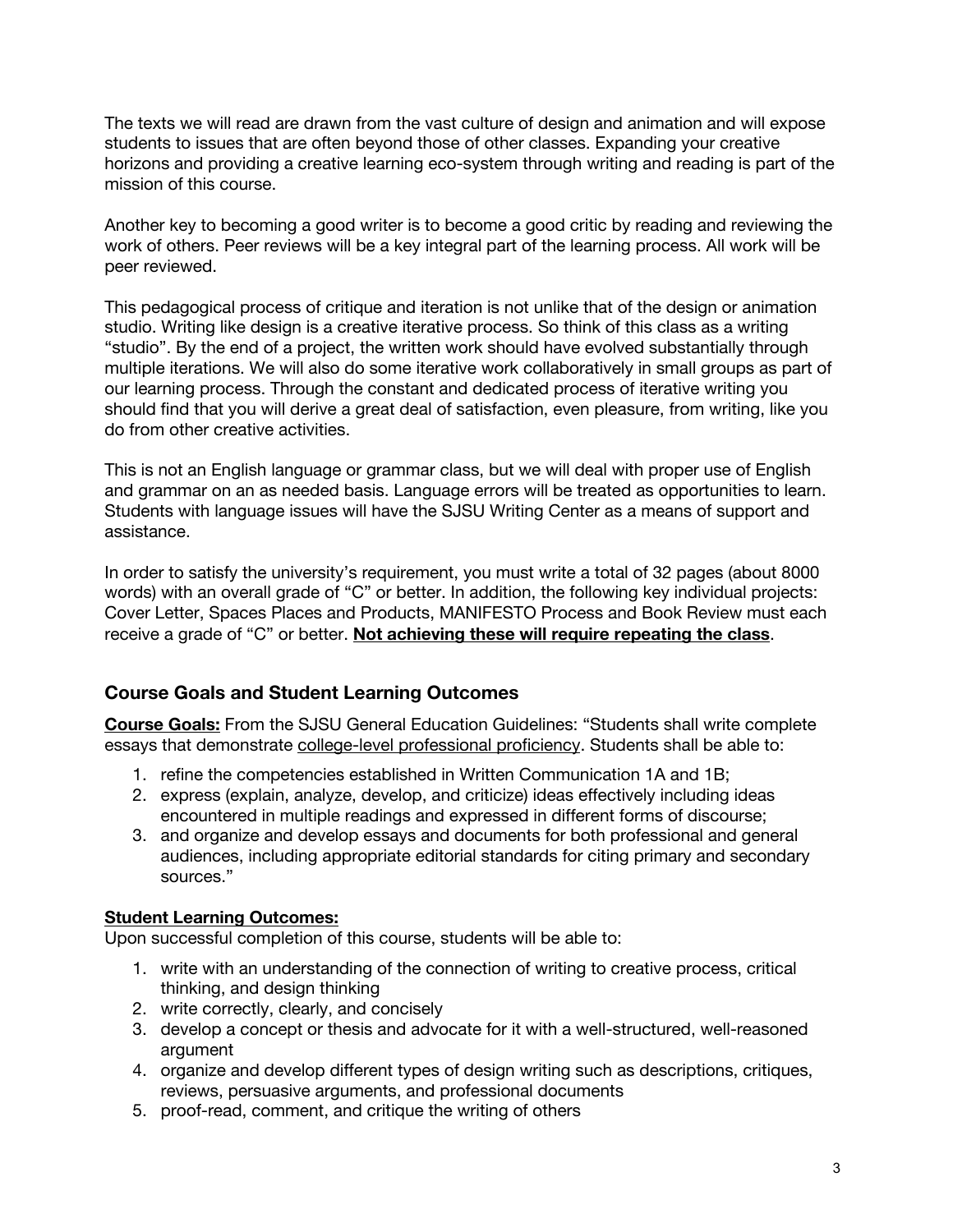The texts we will read are drawn from the vast culture of design and animation and will expose students to issues that are often beyond those of other classes. Expanding your creative horizons and providing a creative learning eco-system through writing and reading is part of the mission of this course.

Another key to becoming a good writer is to become a good critic by reading and reviewing the work of others. Peer reviews will be a key integral part of the learning process. All work will be peer reviewed.

This pedagogical process of critique and iteration is not unlike that of the design or animation studio. Writing like design is a creative iterative process. So think of this class as a writing "studio". By the end of a project, the written work should have evolved substantially through multiple iterations. We will also do some iterative work collaboratively in small groups as part of our learning process. Through the constant and dedicated process of iterative writing you should find that you will derive a great deal of satisfaction, even pleasure, from writing, like you do from other creative activities.

This is not an English language or grammar class, but we will deal with proper use of English and grammar on an as needed basis. Language errors will be treated as opportunities to learn. Students with language issues will have the SJSU Writing Center as a means of support and assistance.

In order to satisfy the university's requirement, you must write a total of 32 pages (about 8000 words) with an overall grade of "C" or better. In addition, the following key individual projects: Cover Letter, Spaces Places and Products, MANIFESTO Process and Book Review must each receive a grade of "C" or better. **<u>Not achieving these will require repeating the class</u>**.

## Course Goals and Student Learning Outcomes

**<u>Course Goals:</u>** From the SJSU General Education Guidelines: "Students shall write complete essays that demonstrate <u>college-level professional proficiency</u>. Students shall be able to:

1. refine the competencies established in Written Communication 1A and 1B;
2. express (explain, analyze, develop, and criticize) ideas effectively including ideas encountered in multiple readings and expressed in different forms of discourse;
3. and organize and develop essays and documents for both professional and general audiences, including appropriate editorial standards for citing primary and secondary sources."

**<u>Student Learning Outcomes:</u>**
Upon successful completion of this course, students will be able to:

1. write with an understanding of the connection of writing to creative process, critical thinking, and design thinking
2. write correctly, clearly, and concisely
3. develop a concept or thesis and advocate for it with a well-structured, well-reasoned argument
4. organize and develop different types of design writing such as descriptions, critiques, reviews, persuasive arguments, and professional documents
5. proof-read, comment, and critique the writing of others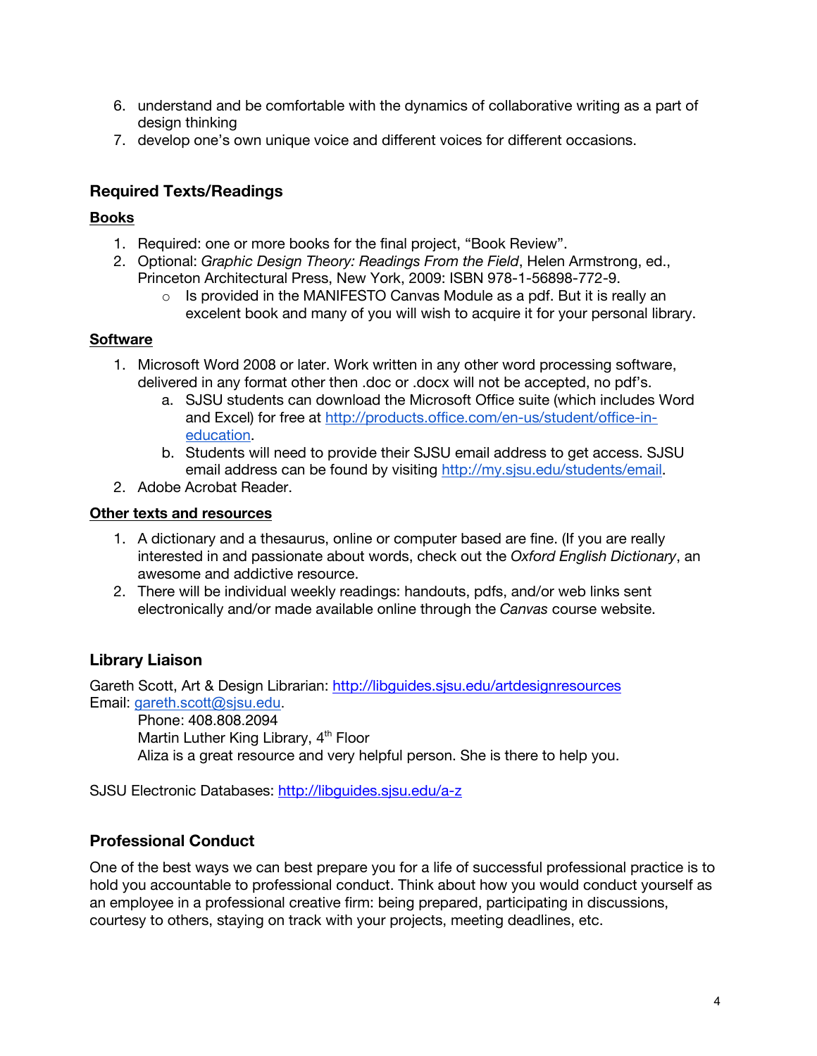6. understand and be comfortable with the dynamics of collaborative writing as a part of design thinking
7. develop one's own unique voice and different voices for different occasions.

## Required Texts/Readings

### Books

1. Required: one or more books for the final project, "Book Review".
2. Optional: *Graphic Design Theory: Readings From the Field*, Helen Armstrong, ed., Princeton Architectural Press, New York, 2009: ISBN 978-1-56898-772-9.
   - Is provided in the MANIFESTO Canvas Module as a pdf. But it is really an excelent book and many of you will wish to acquire it for your personal library.

### Software

1. Microsoft Word 2008 or later. Work written in any other word processing software, delivered in any format other then .doc or .docx will not be accepted, no pdf's.
   a. SJSU students can download the Microsoft Office suite (which includes Word and Excel) for free at http://products.office.com/en-us/student/office-in-education.
   b. Students will need to provide their SJSU email address to get access. SJSU email address can be found by visiting http://my.sjsu.edu/students/email.
2. Adobe Acrobat Reader.

### Other texts and resources

1. A dictionary and a thesaurus, online or computer based are fine. (If you are really interested in and passionate about words, check out the *Oxford English Dictionary*, an awesome and addictive resource.
2. There will be individual weekly readings: handouts, pdfs, and/or web links sent electronically and/or made available online through the *Canvas* course website.

## Library Liaison

Gareth Scott, Art & Design Librarian: http://libguides.sjsu.edu/artdesignresources
Email: gareth.scott@sjsu.edu.
Phone: 408.808.2094
Martin Luther King Library, 4th Floor
Aliza is a great resource and very helpful person. She is there to help you.

SJSU Electronic Databases: http://libguides.sjsu.edu/a-z

## Professional Conduct

One of the best ways we can best prepare you for a life of successful professional practice is to hold you accountable to professional conduct. Think about how you would conduct yourself as an employee in a professional creative firm: being prepared, participating in discussions, courtesy to others, staying on track with your projects, meeting deadlines, etc.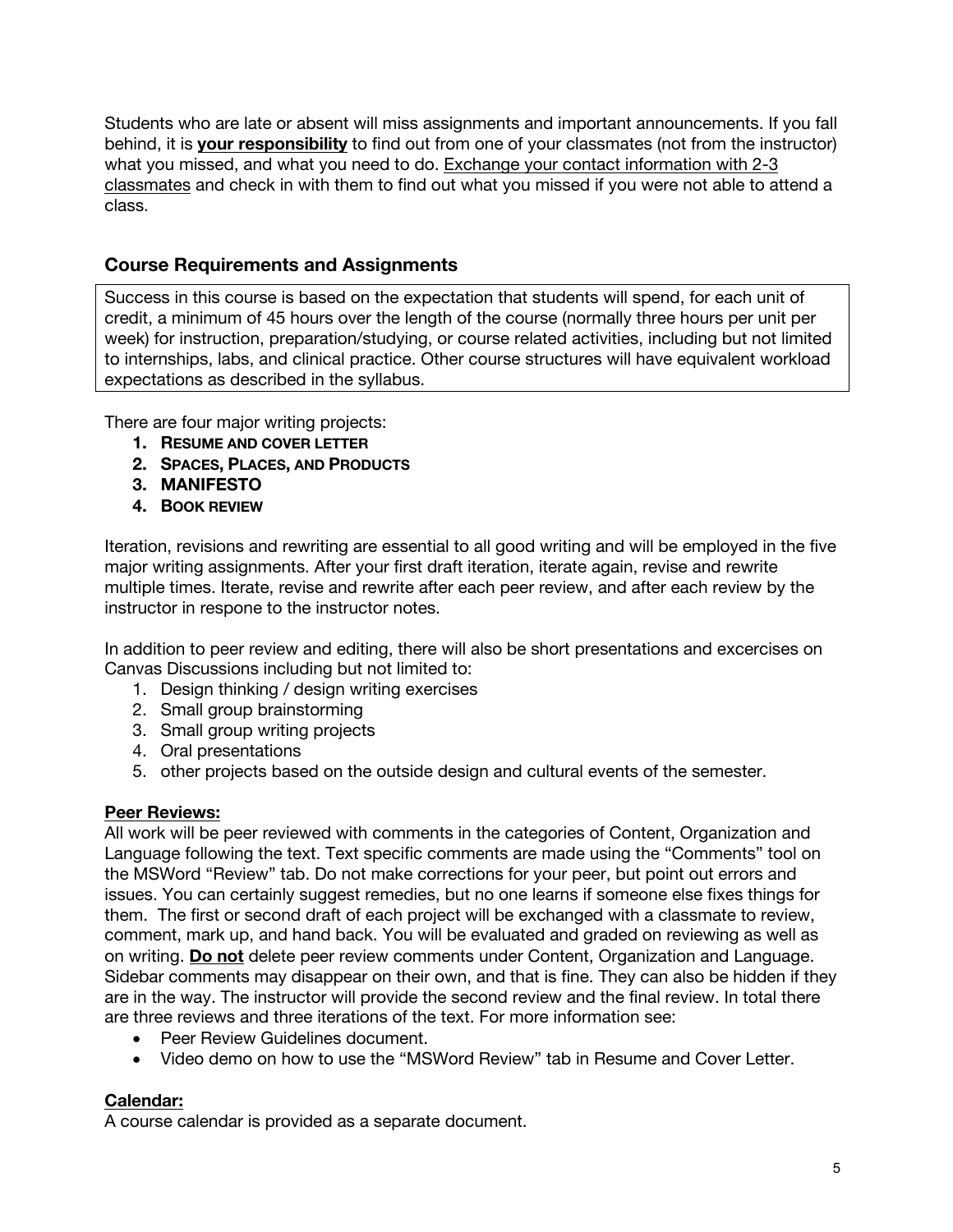Students who are late or absent will miss assignments and important announcements. If you fall behind, it is **your responsibility** to find out from one of your classmates (not from the instructor) what you missed, and what you need to do. Exchange your contact information with 2-3 classmates and check in with them to find out what you missed if you were not able to attend a class.

### Course Requirements and Assignments

Success in this course is based on the expectation that students will spend, for each unit of credit, a minimum of 45 hours over the length of the course (normally three hours per unit per week) for instruction, preparation/studying, or course related activities, including but not limited to internships, labs, and clinical practice. Other course structures will have equivalent workload expectations as described in the syllabus.

There are four major writing projects:

1. **RESUME AND COVER LETTER**
2. **SPACES, PLACES, AND PRODUCTS**
3. **MANIFESTO**
4. **BOOK REVIEW**

Iteration, revisions and rewriting are essential to all good writing and will be employed in the five major writing assignments. After your first draft iteration, iterate again, revise and rewrite multiple times. Iterate, revise and rewrite after each peer review, and after each review by the instructor in respone to the instructor notes.

In addition to peer review and editing, there will also be short presentations and excercises on Canvas Discussions including but not limited to:

1. Design thinking / design writing exercises
2. Small group brainstorming
3. Small group writing projects
4. Oral presentations
5. other projects based on the outside design and cultural events of the semester.

**Peer Reviews:**
All work will be peer reviewed with comments in the categories of Content, Organization and Language following the text. Text specific comments are made using the "Comments" tool on the MSWord "Review" tab. Do not make corrections for your peer, but point out errors and issues. You can certainly suggest remedies, but no one learns if someone else fixes things for them. The first or second draft of each project will be exchanged with a classmate to review, comment, mark up, and hand back. You will be evaluated and graded on reviewing as well as on writing. **Do not** delete peer review comments under Content, Organization and Language. Sidebar comments may disappear on their own, and that is fine. They can also be hidden if they are in the way. The instructor will provide the second review and the final review. In total there are three reviews and three iterations of the text. For more information see:

- Peer Review Guidelines document.
- Video demo on how to use the "MSWord Review" tab in Resume and Cover Letter.

**Calendar:**
A course calendar is provided as a separate document.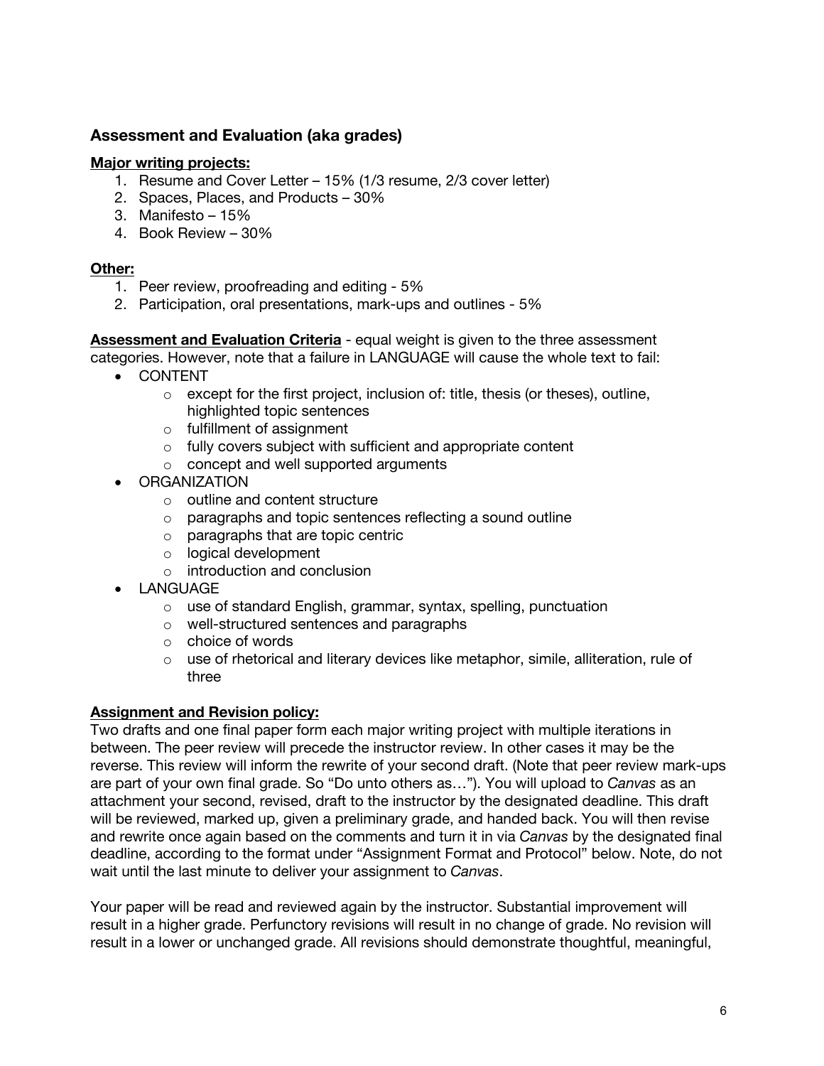## Assessment and Evaluation (aka grades)

**<u>Major writing projects:</u>**

1. Resume and Cover Letter – 15% (1/3 resume, 2/3 cover letter)
2. Spaces, Places, and Products – 30%
3. Manifesto – 15%
4. Book Review – 30%

**<u>Other:</u>**

1. Peer review, proofreading and editing - 5%
2. Participation, oral presentations, mark-ups and outlines - 5%

**<u>Assessment and Evaluation Criteria</u>** - equal weight is given to the three assessment categories. However, note that a failure in LANGUAGE will cause the whole text to fail:

- CONTENT
  - except for the first project, inclusion of: title, thesis (or theses), outline, highlighted topic sentences
  - fulfillment of assignment
  - fully covers subject with sufficient and appropriate content
  - concept and well supported arguments
- ORGANIZATION
  - outline and content structure
  - paragraphs and topic sentences reflecting a sound outline
  - paragraphs that are topic centric
  - logical development
  - introduction and conclusion
- LANGUAGE
  - use of standard English, grammar, syntax, spelling, punctuation
  - well-structured sentences and paragraphs
  - choice of words
  - use of rhetorical and literary devices like metaphor, simile, alliteration, rule of three

**<u>Assignment and Revision policy:</u>**

Two drafts and one final paper form each major writing project with multiple iterations in between. The peer review will precede the instructor review. In other cases it may be the reverse. This review will inform the rewrite of your second draft. (Note that peer review mark-ups are part of your own final grade. So "Do unto others as…"). You will upload to *Canvas* as an attachment your second, revised, draft to the instructor by the designated deadline. This draft will be reviewed, marked up, given a preliminary grade, and handed back. You will then revise and rewrite once again based on the comments and turn it in via *Canvas* by the designated final deadline, according to the format under "Assignment Format and Protocol" below. Note, do not wait until the last minute to deliver your assignment to *Canvas*.

Your paper will be read and reviewed again by the instructor. Substantial improvement will result in a higher grade. Perfunctory revisions will result in no change of grade. No revision will result in a lower or unchanged grade. All revisions should demonstrate thoughtful, meaningful,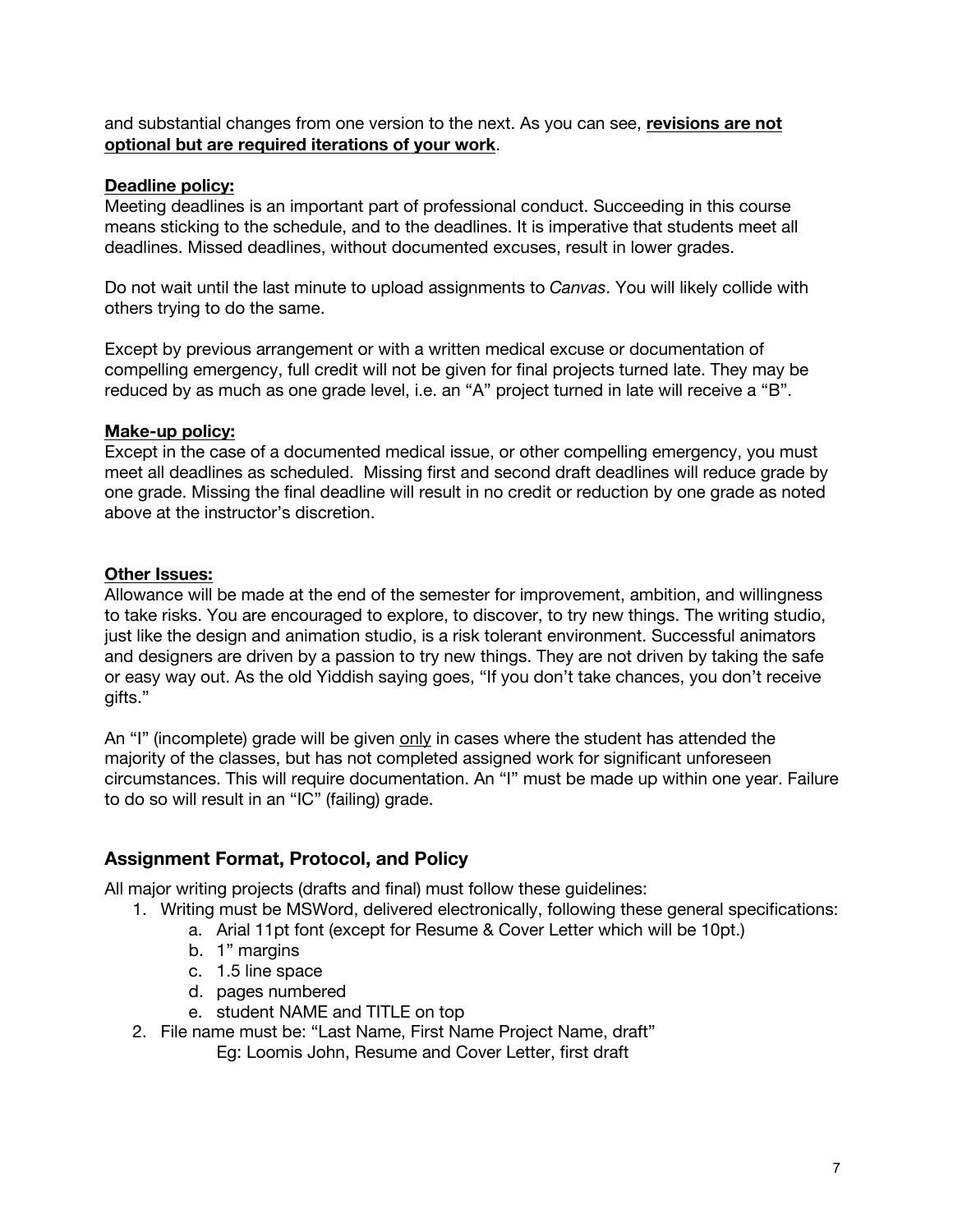and substantial changes from one version to the next. As you can see, **revisions are not optional but are required iterations of your work**.

**Deadline policy:**

Meeting deadlines is an important part of professional conduct. Succeeding in this course means sticking to the schedule, and to the deadlines. It is imperative that students meet all deadlines. Missed deadlines, without documented excuses, result in lower grades.

Do not wait until the last minute to upload assignments to *Canvas*. You will likely collide with others trying to do the same.

Except by previous arrangement or with a written medical excuse or documentation of compelling emergency, full credit will not be given for final projects turned late. They may be reduced by as much as one grade level, i.e. an "A" project turned in late will receive a "B".

**Make-up policy:**

Except in the case of a documented medical issue, or other compelling emergency, you must meet all deadlines as scheduled. Missing first and second draft deadlines will reduce grade by one grade. Missing the final deadline will result in no credit or reduction by one grade as noted above at the instructor's discretion.

**Other Issues:**

Allowance will be made at the end of the semester for improvement, ambition, and willingness to take risks. You are encouraged to explore, to discover, to try new things. The writing studio, just like the design and animation studio, is a risk tolerant environment. Successful animators and designers are driven by a passion to try new things. They are not driven by taking the safe or easy way out. As the old Yiddish saying goes, "If you don't take chances, you don't receive gifts."

An "I" (incomplete) grade will be given only in cases where the student has attended the majority of the classes, but has not completed assigned work for significant unforeseen circumstances. This will require documentation. An "I" must be made up within one year. Failure to do so will result in an "IC" (failing) grade.

## Assignment Format, Protocol, and Policy

All major writing projects (drafts and final) must follow these guidelines:

1. Writing must be MSWord, delivered electronically, following these general specifications:
   a. Arial 11pt font (except for Resume & Cover Letter which will be 10pt.)
   b. 1" margins
   c. 1.5 line space
   d. pages numbered
   e. student NAME and TITLE on top
2. File name must be: "Last Name, First Name Project Name, draft"
   Eg: Loomis John, Resume and Cover Letter, first draft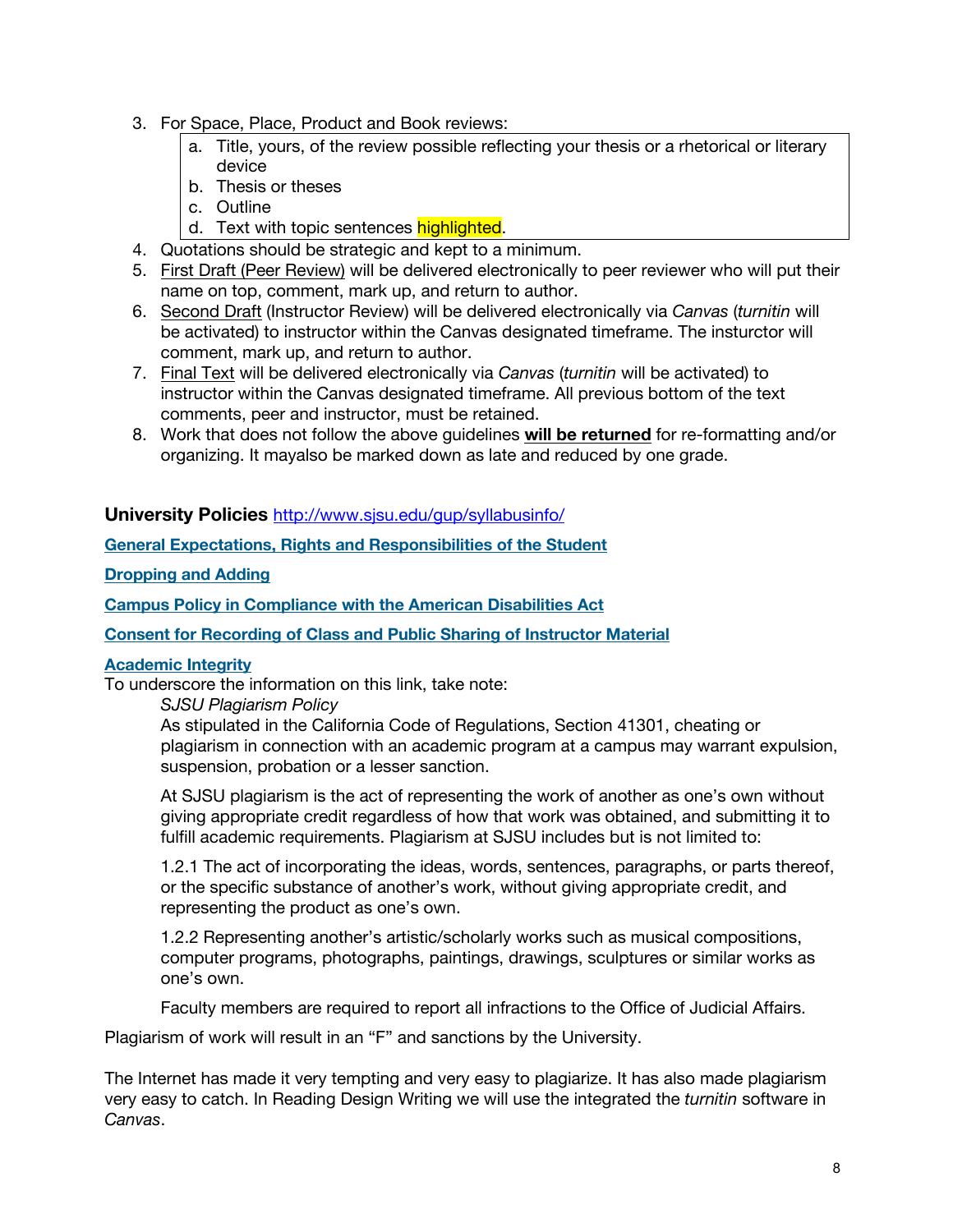3. For Space, Place, Product and Book reviews:
   a. Title, yours, of the review possible reflecting your thesis or a rhetorical or literary device
   b. Thesis or theses
   c. Outline
   d. Text with topic sentences highlighted.
4. Quotations should be strategic and kept to a minimum.
5. First Draft (Peer Review) will be delivered electronically to peer reviewer who will put their name on top, comment, mark up, and return to author.
6. Second Draft (Instructor Review) will be delivered electronically via *Canvas* (*turnitin* will be activated) to instructor within the Canvas designated timeframe. The insturctor will comment, mark up, and return to author.
7. Final Text will be delivered electronically via *Canvas* (*turnitin* will be activated) to instructor within the Canvas designated timeframe. All previous bottom of the text comments, peer and instructor, must be retained.
8. Work that does not follow the above guidelines **will be returned** for re-formatting and/or organizing. It mayalso be marked down as late and reduced by one grade.

**University Policies** http://www.sjsu.edu/gup/syllabusinfo/

**General Expectations, Rights and Responsibilities of the Student**

**Dropping and Adding**

**Campus Policy in Compliance with the American Disabilities Act**

**Consent for Recording of Class and Public Sharing of Instructor Material**

**Academic Integrity**

To underscore the information on this link, take note:

> *SJSU Plagiarism Policy*
>
> As stipulated in the California Code of Regulations, Section 41301, cheating or plagiarism in connection with an academic program at a campus may warrant expulsion, suspension, probation or a lesser sanction.
>
> At SJSU plagiarism is the act of representing the work of another as one's own without giving appropriate credit regardless of how that work was obtained, and submitting it to fulfill academic requirements. Plagiarism at SJSU includes but is not limited to:
>
> 1.2.1 The act of incorporating the ideas, words, sentences, paragraphs, or parts thereof, or the specific substance of another's work, without giving appropriate credit, and representing the product as one's own.
>
> 1.2.2 Representing another's artistic/scholarly works such as musical compositions, computer programs, photographs, paintings, drawings, sculptures or similar works as one's own.
>
> Faculty members are required to report all infractions to the Office of Judicial Affairs.

Plagiarism of work will result in an "F" and sanctions by the University.

The Internet has made it very tempting and very easy to plagiarize. It has also made plagiarism very easy to catch. In Reading Design Writing we will use the integrated the *turnitin* software in *Canvas*.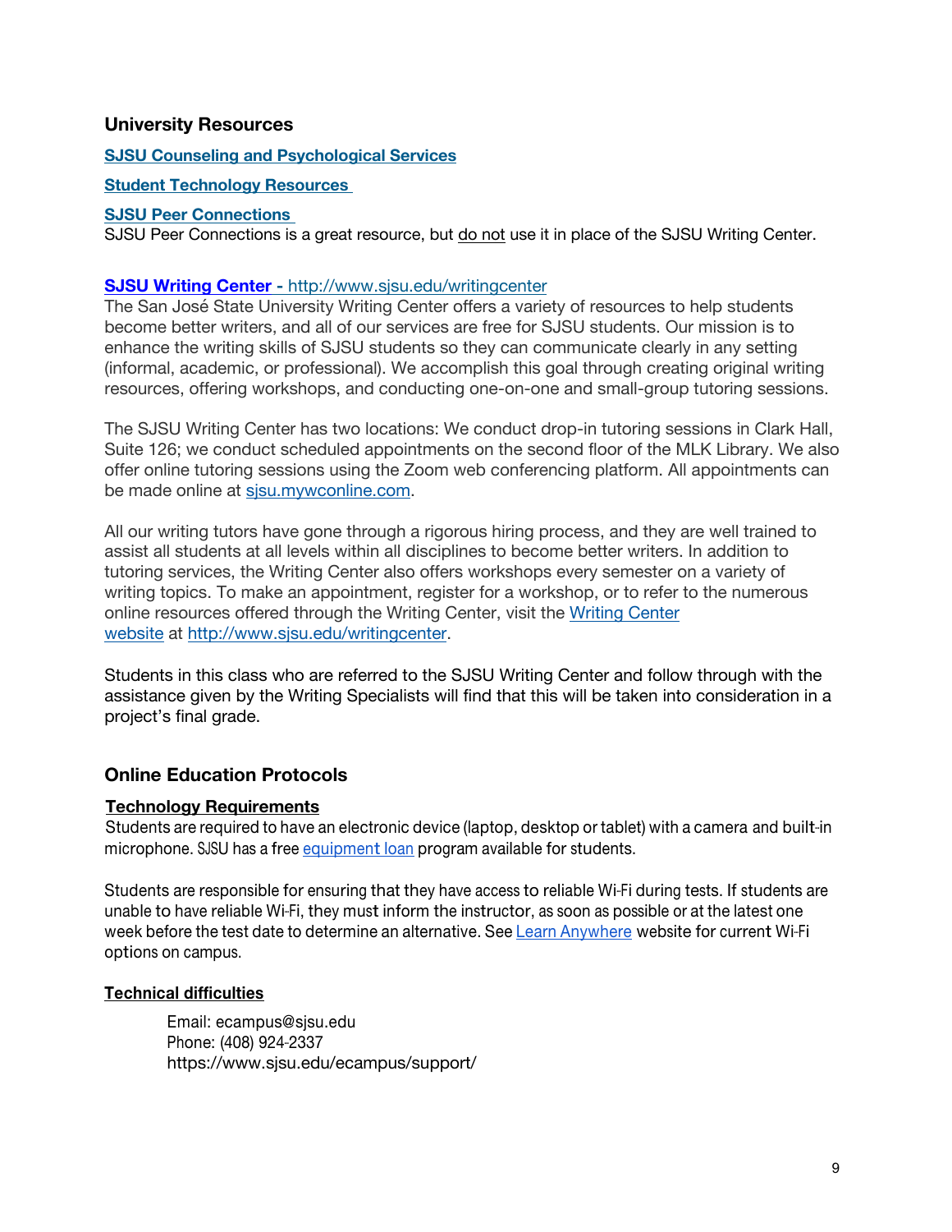## University Resources

[SJSU Counseling and Psychological Services](#)

[Student Technology Resources](#)

[SJSU Peer Connections](#)

SJSU Peer Connections is a great resource, but do not use it in place of the SJSU Writing Center.

**SJSU Writing Center - http://www.sjsu.edu/writingcenter**

The San José State University Writing Center offers a variety of resources to help students become better writers, and all of our services are free for SJSU students. Our mission is to enhance the writing skills of SJSU students so they can communicate clearly in any setting (informal, academic, or professional). We accomplish this goal through creating original writing resources, offering workshops, and conducting one-on-one and small-group tutoring sessions.

The SJSU Writing Center has two locations: We conduct drop-in tutoring sessions in Clark Hall, Suite 126; we conduct scheduled appointments on the second floor of the MLK Library. We also offer online tutoring sessions using the Zoom web conferencing platform. All appointments can be made online at sjsu.mywconline.com.

All our writing tutors have gone through a rigorous hiring process, and they are well trained to assist all students at all levels within all disciplines to become better writers. In addition to tutoring services, the Writing Center also offers workshops every semester on a variety of writing topics. To make an appointment, register for a workshop, or to refer to the numerous online resources offered through the Writing Center, visit the Writing Center website at http://www.sjsu.edu/writingcenter.

Students in this class who are referred to the SJSU Writing Center and follow through with the assistance given by the Writing Specialists will find that this will be taken into consideration in a project's final grade.

## Online Education Protocols

### Technology Requirements

Students are required to have an electronic device (laptop, desktop or tablet) with a camera and built-in microphone. SJSU has a free equipment loan program available for students.

Students are responsible for ensuring that they have access to reliable Wi-Fi during tests. If students are unable to have reliable Wi-Fi, they must inform the instructor, as soon as possible or at the latest one week before the test date to determine an alternative. See Learn Anywhere website for current Wi-Fi options on campus.

### Technical difficulties

Email: ecampus@sjsu.edu
Phone: (408) 924-2337
https://www.sjsu.edu/ecampus/support/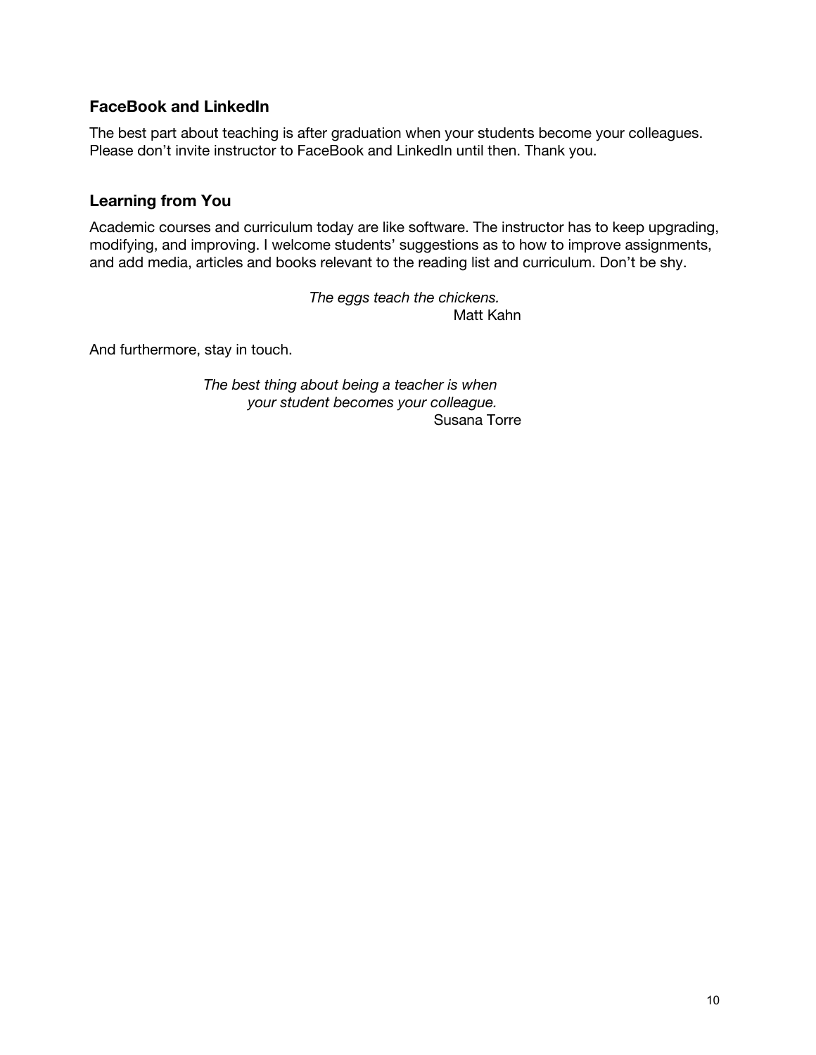## FaceBook and LinkedIn

The best part about teaching is after graduation when your students become your colleagues. Please don't invite instructor to FaceBook and LinkedIn until then. Thank you.

## Learning from You

Academic courses and curriculum today are like software. The instructor has to keep upgrading, modifying, and improving. I welcome students' suggestions as to how to improve assignments, and add media, articles and books relevant to the reading list and curriculum. Don't be shy.

> *The eggs teach the chickens.*
> Matt Kahn

And furthermore, stay in touch.

> *The best thing about being a teacher is when your student becomes your colleague.*
> Susana Torre